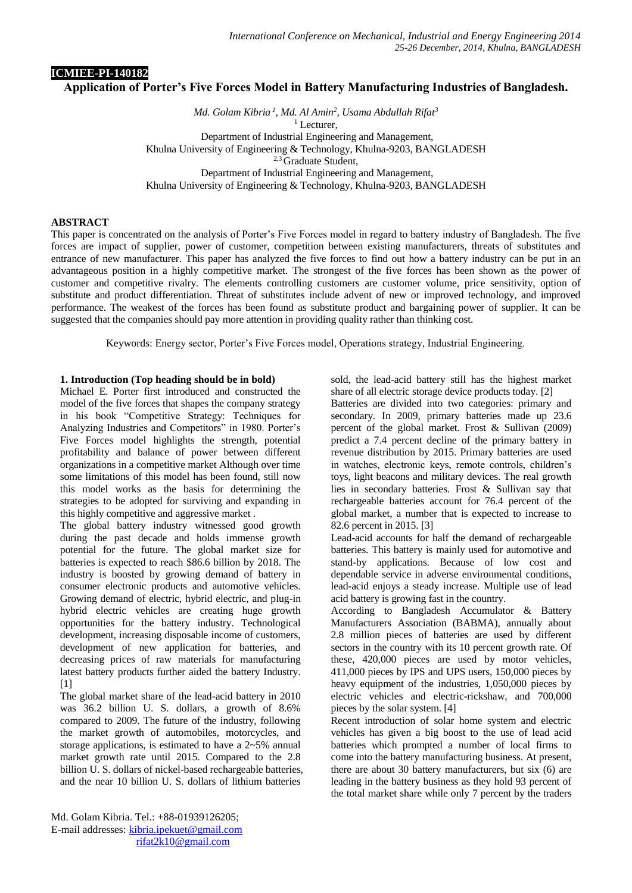**ICMIEE-PI-140182**

# Application of Porter's Five Forces Model in Battery Manufacturing Industries of Bangladesh.

*Md. Golam Kibria [1], Md. Al Amin[2], Usama Abdullah Rifat[3]*

[1] Lecturer,
Department of Industrial Engineering and Management,
Khulna University of Engineering & Technology, Khulna-9203, BANGLADESH

[2,3] Graduate Student,
Department of Industrial Engineering and Management,
Khulna University of Engineering & Technology, Khulna-9203, BANGLADESH

## ABSTRACT

This paper is concentrated on the analysis of Porter's Five Forces model in regard to battery industry of Bangladesh. The five forces are impact of supplier, power of customer, competition between existing manufacturers, threats of substitutes and entrance of new manufacturer. This paper has analyzed the five forces to find out how a battery industry can be put in an advantageous position in a highly competitive market. The strongest of the five forces has been shown as the power of customer and competitive rivalry. The elements controlling customers are customer volume, price sensitivity, option of substitute and product differentiation. Threat of substitutes include advent of new or improved technology, and improved performance. The weakest of the forces has been found as substitute product and bargaining power of supplier. It can be suggested that the companies should pay more attention in providing quality rather than thinking cost.

Keywords: Energy sector, Porter's Five Forces model, Operations strategy, Industrial Engineering.

## 1. Introduction (Top heading should be in bold)

Michael E. Porter first introduced and constructed the model of the five forces that shapes the company strategy in his book "Competitive Strategy: Techniques for Analyzing Industries and Competitors" in 1980. Porter's Five Forces model highlights the strength, potential profitability and balance of power between different organizations in a competitive market Although over time some limitations of this model has been found, still now this model works as the basis for determining the strategies to be adopted for surviving and expanding in this highly competitive and aggressive market .

The global battery industry witnessed good growth during the past decade and holds immense growth potential for the future. The global market size for batteries is expected to reach $86.6 billion by 2018. The industry is boosted by growing demand of battery in consumer electronic products and automotive vehicles. Growing demand of electric, hybrid electric, and plug-in hybrid electric vehicles are creating huge growth opportunities for the battery industry. Technological development, increasing disposable income of customers, development of new application for batteries, and decreasing prices of raw materials for manufacturing latest battery products further aided the battery Industry. [1]

The global market share of the lead-acid battery in 2010 was 36.2 billion U. S. dollars, a growth of 8.6% compared to 2009. The future of the industry, following the market growth of automobiles, motorcycles, and storage applications, is estimated to have a 2~5% annual market growth rate until 2015. Compared to the 2.8 billion U. S. dollars of nickel-based rechargeable batteries, and the near 10 billion U. S. dollars of lithium batteries sold, the lead-acid battery still has the highest market share of all electric storage device products today. [2]

Batteries are divided into two categories: primary and secondary. In 2009, primary batteries made up 23.6 percent of the global market. Frost & Sullivan (2009) predict a 7.4 percent decline of the primary battery in revenue distribution by 2015. Primary batteries are used in watches, electronic keys, remote controls, children's toys, light beacons and military devices. The real growth lies in secondary batteries. Frost & Sullivan say that rechargeable batteries account for 76.4 percent of the global market, a number that is expected to increase to 82.6 percent in 2015. [3]

Lead-acid accounts for half the demand of rechargeable batteries. This battery is mainly used for automotive and stand-by applications. Because of low cost and dependable service in adverse environmental conditions, lead-acid enjoys a steady increase. Multiple use of lead acid battery is growing fast in the country.

According to Bangladesh Accumulator & Battery Manufacturers Association (BABMA), annually about 2.8 million pieces of batteries are used by different sectors in the country with its 10 percent growth rate. Of these, 420,000 pieces are used by motor vehicles, 411,000 pieces by IPS and UPS users, 150,000 pieces by heavy equipment of the industries, 1,050,000 pieces by electric vehicles and electric-rickshaw, and 700,000 pieces by the solar system. [4]

Recent introduction of solar home system and electric vehicles has given a big boost to the use of lead acid batteries which prompted a number of local firms to come into the battery manufacturing business. At present, there are about 30 battery manufacturers, but six (6) are leading in the battery business as they hold 93 percent of the total market share while only 7 percent by the traders

Md. Golam Kibria. Tel.: +88-01939126205;
E-mail addresses: kibria.ipekuet@gmail.com
rifat2k10@gmail.com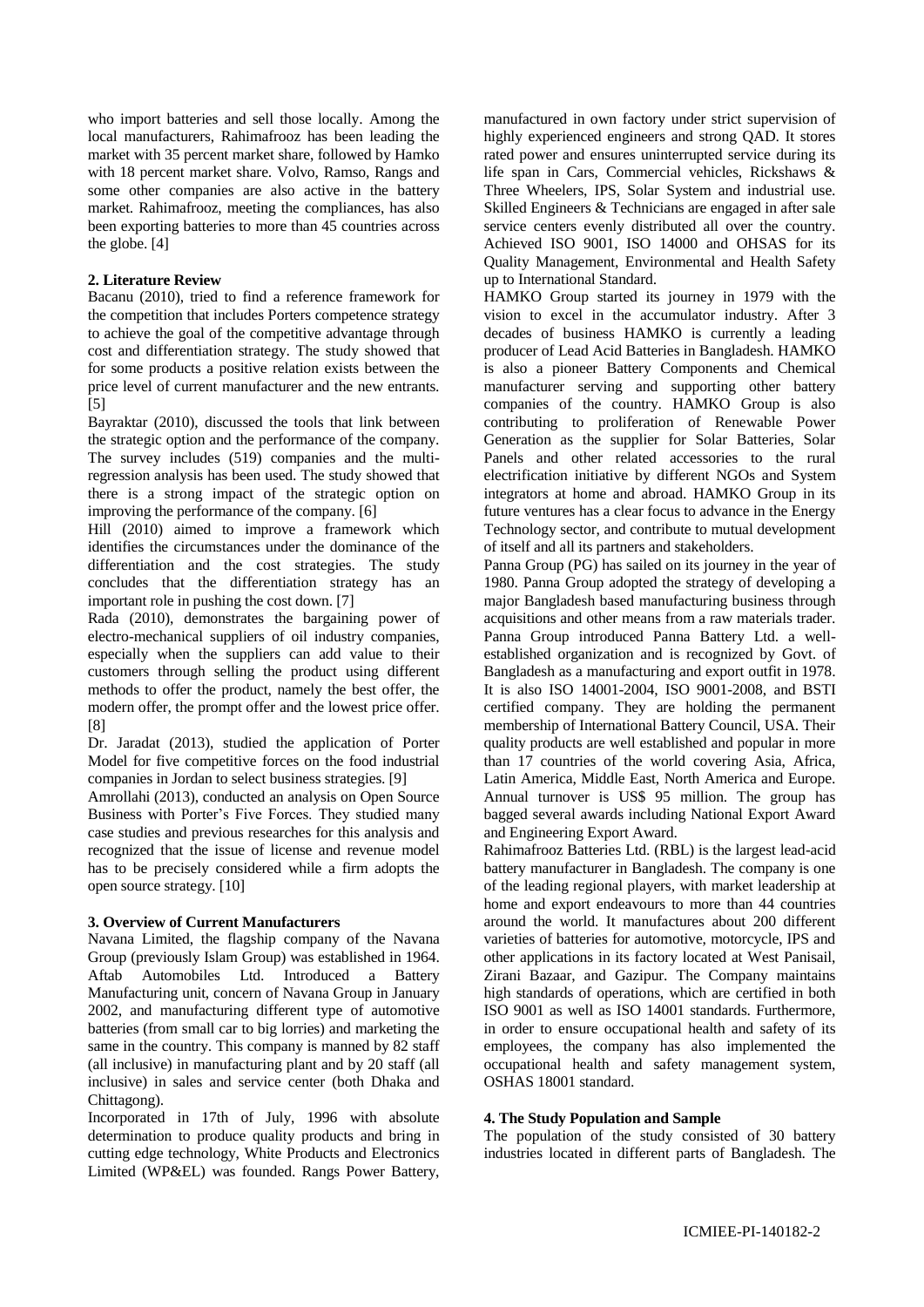who import batteries and sell those locally. Among the local manufacturers, Rahimafrooz has been leading the market with 35 percent market share, followed by Hamko with 18 percent market share. Volvo, Ramso, Rangs and some other companies are also active in the battery market. Rahimafrooz, meeting the compliances, has also been exporting batteries to more than 45 countries across the globe. [4]

## 2. Literature Review

Bacanu (2010), tried to find a reference framework for the competition that includes Porters competence strategy to achieve the goal of the competitive advantage through cost and differentiation strategy. The study showed that for some products a positive relation exists between the price level of current manufacturer and the new entrants. [5]

Bayraktar (2010), discussed the tools that link between the strategic option and the performance of the company. The survey includes (519) companies and the multi-regression analysis has been used. The study showed that there is a strong impact of the strategic option on improving the performance of the company. [6]

Hill (2010) aimed to improve a framework which identifies the circumstances under the dominance of the differentiation and the cost strategies. The study concludes that the differentiation strategy has an important role in pushing the cost down. [7]

Rada (2010), demonstrates the bargaining power of electro-mechanical suppliers of oil industry companies, especially when the suppliers can add value to their customers through selling the product using different methods to offer the product, namely the best offer, the modern offer, the prompt offer and the lowest price offer. [8]

Dr. Jaradat (2013), studied the application of Porter Model for five competitive forces on the food industrial companies in Jordan to select business strategies. [9]

Amrollahi (2013), conducted an analysis on Open Source Business with Porter's Five Forces. They studied many case studies and previous researches for this analysis and recognized that the issue of license and revenue model has to be precisely considered while a firm adopts the open source strategy. [10]

## 3. Overview of Current Manufacturers

Navana Limited, the flagship company of the Navana Group (previously Islam Group) was established in 1964. Aftab Automobiles Ltd. Introduced a Battery Manufacturing unit, concern of Navana Group in January 2002, and manufacturing different type of automotive batteries (from small car to big lorries) and marketing the same in the country. This company is manned by 82 staff (all inclusive) in manufacturing plant and by 20 staff (all inclusive) in sales and service center (both Dhaka and Chittagong).

Incorporated in 17th of July, 1996 with absolute determination to produce quality products and bring in cutting edge technology, White Products and Electronics Limited (WP&EL) was founded. Rangs Power Battery, manufactured in own factory under strict supervision of highly experienced engineers and strong QAD. It stores rated power and ensures uninterrupted service during its life span in Cars, Commercial vehicles, Rickshaws & Three Wheelers, IPS, Solar System and industrial use. Skilled Engineers & Technicians are engaged in after sale service centers evenly distributed all over the country. Achieved ISO 9001, ISO 14000 and OHSAS for its Quality Management, Environmental and Health Safety up to International Standard.

HAMKO Group started its journey in 1979 with the vision to excel in the accumulator industry. After 3 decades of business HAMKO is currently a leading producer of Lead Acid Batteries in Bangladesh. HAMKO is also a pioneer Battery Components and Chemical manufacturer serving and supporting other battery companies of the country. HAMKO Group is also contributing to proliferation of Renewable Power Generation as the supplier for Solar Batteries, Solar Panels and other related accessories to the rural electrification initiative by different NGOs and System integrators at home and abroad. HAMKO Group in its future ventures has a clear focus to advance in the Energy Technology sector, and contribute to mutual development of itself and all its partners and stakeholders.

Panna Group (PG) has sailed on its journey in the year of 1980. Panna Group adopted the strategy of developing a major Bangladesh based manufacturing business through acquisitions and other means from a raw materials trader. Panna Group introduced Panna Battery Ltd. a well-established organization and is recognized by Govt. of Bangladesh as a manufacturing and export outfit in 1978. It is also ISO 14001-2004, ISO 9001-2008, and BSTI certified company. They are holding the permanent membership of International Battery Council, USA. Their quality products are well established and popular in more than 17 countries of the world covering Asia, Africa, Latin America, Middle East, North America and Europe. Annual turnover is US$ 95 million. The group has bagged several awards including National Export Award and Engineering Export Award.

Rahimafrooz Batteries Ltd. (RBL) is the largest lead-acid battery manufacturer in Bangladesh. The company is one of the leading regional players, with market leadership at home and export endeavours to more than 44 countries around the world. It manufactures about 200 different varieties of batteries for automotive, motorcycle, IPS and other applications in its factory located at West Panisail, Zirani Bazaar, and Gazipur. The Company maintains high standards of operations, which are certified in both ISO 9001 as well as ISO 14001 standards. Furthermore, in order to ensure occupational health and safety of its employees, the company has also implemented the occupational health and safety management system, OSHAS 18001 standard.

## 4. The Study Population and Sample

The population of the study consisted of 30 battery industries located in different parts of Bangladesh. The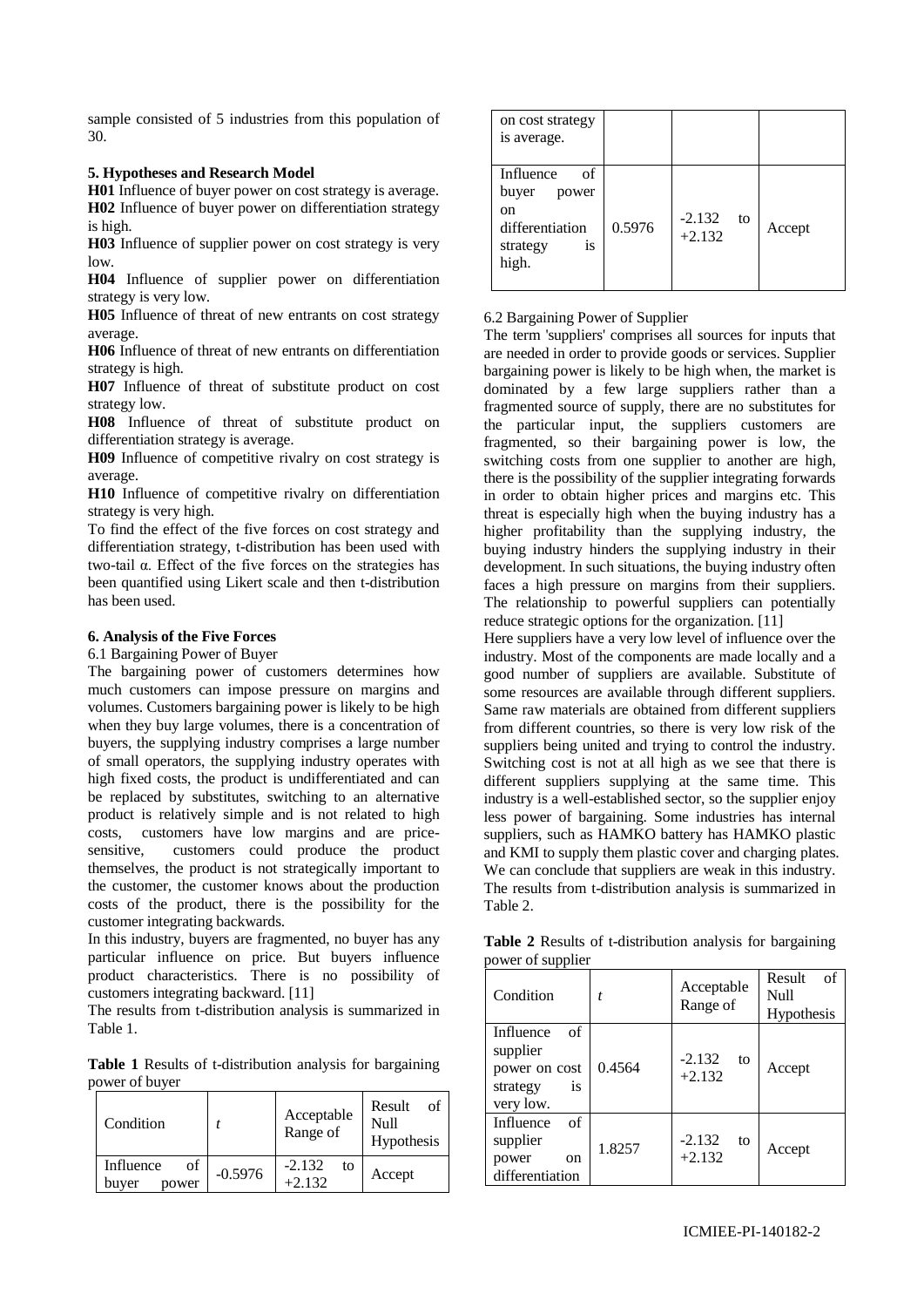sample consisted of 5 industries from this population of 30.

**5. Hypotheses and Research Model**

**H01** Influence of buyer power on cost strategy is average.
**H02** Influence of buyer power on differentiation strategy is high.
**H03** Influence of supplier power on cost strategy is very low.
**H04** Influence of supplier power on differentiation strategy is very low.
**H05** Influence of threat of new entrants on cost strategy average.
**H06** Influence of threat of new entrants on differentiation strategy is high.
**H07** Influence of threat of substitute product on cost strategy low.
**H08** Influence of threat of substitute product on differentiation strategy is average.
**H09** Influence of competitive rivalry on cost strategy is average.
**H10** Influence of competitive rivalry on differentiation strategy is very high.

To find the effect of the five forces on cost strategy and differentiation strategy, t-distribution has been used with two-tail α. Effect of the five forces on the strategies has been quantified using Likert scale and then t-distribution has been used.

**6. Analysis of the Five Forces**

6.1 Bargaining Power of Buyer

The bargaining power of customers determines how much customers can impose pressure on margins and volumes. Customers bargaining power is likely to be high when they buy large volumes, there is a concentration of buyers, the supplying industry comprises a large number of small operators, the supplying industry operates with high fixed costs, the product is undifferentiated and can be replaced by substitutes, switching to an alternative product is relatively simple and is not related to high costs, customers have low margins and are price-sensitive, customers could produce the product themselves, the product is not strategically important to the customer, the customer knows about the production costs of the product, there is the possibility for the customer integrating backwards.

In this industry, buyers are fragmented, no buyer has any particular influence on price. But buyers influence product characteristics. There is no possibility of customers integrating backward. [11]

The results from t-distribution analysis is summarized in Table 1.

**Table 1** Results of t-distribution analysis for bargaining power of buyer

| Condition | $t$ | Acceptable Range of | Result of Null Hypothesis |
|---|---|---|---|
| Influence of buyer power on cost strategy is average. | -0.5976 | -2.132 to +2.132 | Accept |
| Influence of buyer power on differentiation strategy is high. | 0.5976 | -2.132 to +2.132 | Accept |

6.2 Bargaining Power of Supplier

The term 'suppliers' comprises all sources for inputs that are needed in order to provide goods or services. Supplier bargaining power is likely to be high when, the market is dominated by a few large suppliers rather than a fragmented source of supply, there are no substitutes for the particular input, the suppliers customers are fragmented, so their bargaining power is low, the switching costs from one supplier to another are high, there is the possibility of the supplier integrating forwards in order to obtain higher prices and margins etc. This threat is especially high when the buying industry has a higher profitability than the supplying industry, the buying industry hinders the supplying industry in their development. In such situations, the buying industry often faces a high pressure on margins from their suppliers. The relationship to powerful suppliers can potentially reduce strategic options for the organization. [11]

Here suppliers have a very low level of influence over the industry. Most of the components are made locally and a good number of suppliers are available. Substitute of some resources are available through different suppliers. Same raw materials are obtained from different suppliers from different countries, so there is very low risk of the suppliers being united and trying to control the industry. Switching cost is not at all high as we see that there is different suppliers supplying at the same time. This industry is a well-established sector, so the supplier enjoy less power of bargaining. Some industries has internal suppliers, such as HAMKO battery has HAMKO plastic and KMI to supply them plastic cover and charging plates. We can conclude that suppliers are weak in this industry. The results from t-distribution analysis is summarized in Table 2.

**Table 2** Results of t-distribution analysis for bargaining power of supplier

| Condition | $t$ | Acceptable Range of | Result of Null Hypothesis |
|---|---|---|---|
| Influence of supplier power on cost strategy is very low. | 0.4564 | -2.132 to +2.132 | Accept |
| Influence of supplier power on differentiation | 1.8257 | -2.132 to +2.132 | Accept |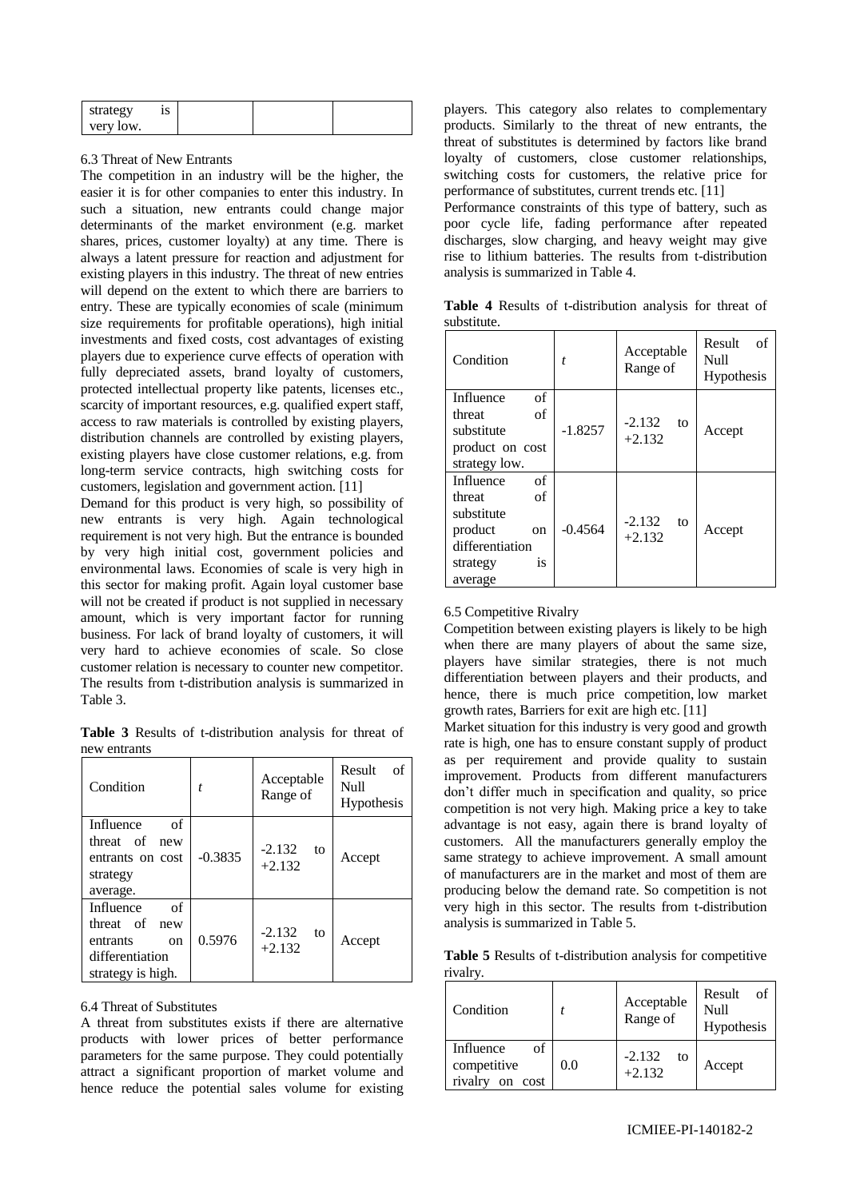| strategy is very low. | | | |
|---|---|---|---|

6.3 Threat of New Entrants

The competition in an industry will be the higher, the easier it is for other companies to enter this industry. In such a situation, new entrants could change major determinants of the market environment (e.g. market shares, prices, customer loyalty) at any time. There is always a latent pressure for reaction and adjustment for existing players in this industry. The threat of new entries will depend on the extent to which there are barriers to entry. These are typically economies of scale (minimum size requirements for profitable operations), high initial investments and fixed costs, cost advantages of existing players due to experience curve effects of operation with fully depreciated assets, brand loyalty of customers, protected intellectual property like patents, licenses etc., scarcity of important resources, e.g. qualified expert staff, access to raw materials is controlled by existing players, distribution channels are controlled by existing players, existing players have close customer relations, e.g. from long-term service contracts, high switching costs for customers, legislation and government action. [11]

Demand for this product is very high, so possibility of new entrants is very high. Again technological requirement is not very high. But the entrance is bounded by very high initial cost, government policies and environmental laws. Economies of scale is very high in this sector for making profit. Again loyal customer base will not be created if product is not supplied in necessary amount, which is very important factor for running business. For lack of brand loyalty of customers, it will very hard to achieve economies of scale. So close customer relation is necessary to counter new competitor. The results from t-distribution analysis is summarized in Table 3.

**Table 3** Results of t-distribution analysis for threat of new entrants

| Condition | $t$ | Acceptable Range of | Result of Null Hypothesis |
|---|---|---|---|
| Influence of threat of new entrants on cost strategy average. | -0.3835 | -2.132 to +2.132 | Accept |
| Influence of threat of new entrants on differentiation strategy is high. | 0.5976 | -2.132 to +2.132 | Accept |

6.4 Threat of Substitutes

A threat from substitutes exists if there are alternative products with lower prices of better performance parameters for the same purpose. They could potentially attract a significant proportion of market volume and hence reduce the potential sales volume for existing players. This category also relates to complementary products. Similarly to the threat of new entrants, the threat of substitutes is determined by factors like brand loyalty of customers, close customer relationships, switching costs for customers, the relative price for performance of substitutes, current trends etc. [11]

Performance constraints of this type of battery, such as poor cycle life, fading performance after repeated discharges, slow charging, and heavy weight may give rise to lithium batteries. The results from t-distribution analysis is summarized in Table 4.

**Table 4** Results of t-distribution analysis for threat of substitute.

| Condition | $t$ | Acceptable Range of | Result of Null Hypothesis |
|---|---|---|---|
| Influence of threat of substitute product on cost strategy low. | -1.8257 | -2.132 to +2.132 | Accept |
| Influence of threat of substitute product on differentiation strategy is average | -0.4564 | -2.132 to +2.132 | Accept |

6.5 Competitive Rivalry

Competition between existing players is likely to be high when there are many players of about the same size, players have similar strategies, there is not much differentiation between players and their products, and hence, there is much price competition, low market growth rates, Barriers for exit are high etc. [11]

Market situation for this industry is very good and growth rate is high, one has to ensure constant supply of product as per requirement and provide quality to sustain improvement. Products from different manufacturers don't differ much in specification and quality, so price competition is not very high. Making price a key to take advantage is not easy, again there is brand loyalty of customers. All the manufacturers generally employ the same strategy to achieve improvement. A small amount of manufacturers are in the market and most of them are producing below the demand rate. So competition is not very high in this sector. The results from t-distribution analysis is summarized in Table 5.

**Table 5** Results of t-distribution analysis for competitive rivalry.

| Condition | $t$ | Acceptable Range of | Result of Null Hypothesis |
|---|---|---|---|
| Influence of competitive rivalry on cost | 0.0 | -2.132 to +2.132 | Accept |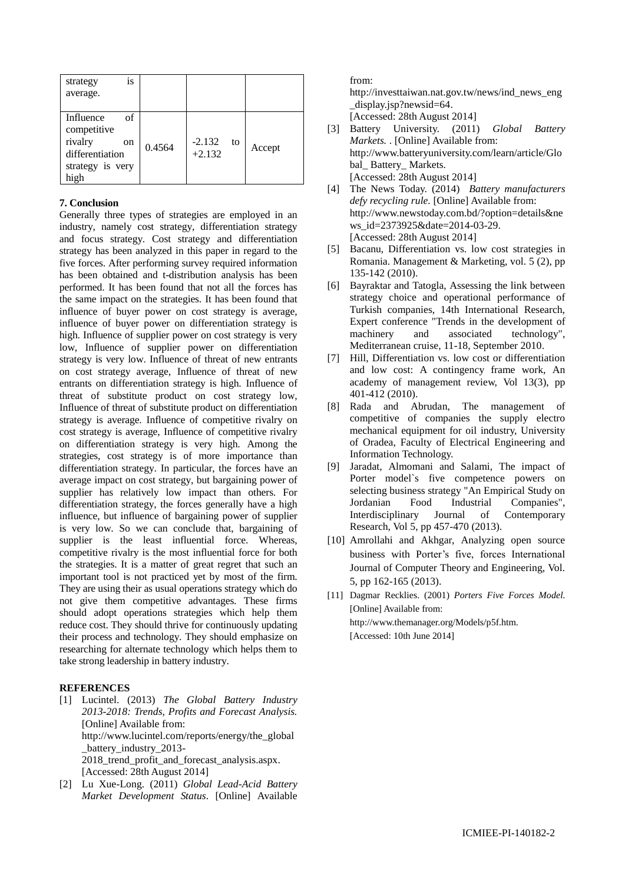| | | | |
|---|---|---|---|
| strategy is average. | | | |
| Influence of competitive rivalry on differentiation strategy is very high | 0.4564 | -2.132 to +2.132 | Accept |

**7. Conclusion**

Generally three types of strategies are employed in an industry, namely cost strategy, differentiation strategy and focus strategy. Cost strategy and differentiation strategy has been analyzed in this paper in regard to the five forces. After performing survey required information has been obtained and t-distribution analysis has been performed. It has been found that not all the forces has the same impact on the strategies. It has been found that influence of buyer power on cost strategy is average, influence of buyer power on differentiation strategy is high. Influence of supplier power on cost strategy is very low, Influence of supplier power on differentiation strategy is very low. Influence of threat of new entrants on cost strategy average, Influence of threat of new entrants on differentiation strategy is high. Influence of threat of substitute product on cost strategy low, Influence of threat of substitute product on differentiation strategy is average. Influence of competitive rivalry on cost strategy is average, Influence of competitive rivalry on differentiation strategy is very high. Among the strategies, cost strategy is of more importance than differentiation strategy. In particular, the forces have an average impact on cost strategy, but bargaining power of supplier has relatively low impact than others. For differentiation strategy, the forces generally have a high influence, but influence of bargaining power of supplier is very low. So we can conclude that, bargaining of supplier is the least influential force. Whereas, competitive rivalry is the most influential force for both the strategies. It is a matter of great regret that such an important tool is not practiced yet by most of the firm. They are using their as usual operations strategy which do not give them competitive advantages. These firms should adopt operations strategies which help them reduce cost. They should thrive for continuously updating their process and technology. They should emphasize on researching for alternate technology which helps them to take strong leadership in battery industry.

**REFERENCES**

[1] Lucintel. (2013) *The Global Battery Industry 2013-2018: Trends, Profits and Forecast Analysis.* [Online] Available from: http://www.lucintel.com/reports/energy/the_global_battery_industry_2013-2018_trend_profit_and_forecast_analysis.aspx. [Accessed: 28th August 2014]

[2] Lu Xue-Long. (2011) *Global Lead-Acid Battery Market Development Status*. [Online] Available from: http://investtaiwan.nat.gov.tw/news/ind_news_eng_display.jsp?newsid=64. [Accessed: 28th August 2014]

[3] Battery University. (2011) *Global Battery Markets.* . [Online] Available from: http://www.batteryuniversity.com/learn/article/Global_ Battery_ Markets. [Accessed: 28th August 2014]

[4] The News Today. (2014) *Battery manufacturers defy recycling rule.* [Online] Available from: http://www.newstoday.com.bd/?option=details&news_id=2373925&date=2014-03-29. [Accessed: 28th August 2014]

[5] Bacanu, Differentiation vs. low cost strategies in Romania. Management & Marketing, vol. 5 (2), pp 135-142 (2010).

[6] Bayraktar and Tatogla, Assessing the link between strategy choice and operational performance of Turkish companies, 14th International Research, Expert conference "Trends in the development of machinery and associated technology", Mediterranean cruise, 11-18, September 2010.

[7] Hill, Differentiation vs. low cost or differentiation and low cost: A contingency frame work, An academy of management review, Vol 13(3), pp 401-412 (2010).

[8] Rada and Abrudan, The management of competitive of companies the supply electro mechanical equipment for oil industry, University of Oradea, Faculty of Electrical Engineering and Information Technology.

[9] Jaradat, Almomani and Salami, The impact of Porter model`s five competence powers on selecting business strategy "An Empirical Study on Jordanian Food Industrial Companies", Interdisciplinary Journal of Contemporary Research, Vol 5, pp 457-470 (2013).

[10] Amrollahi and Akhgar, Analyzing open source business with Porter's five, forces International Journal of Computer Theory and Engineering, Vol. 5, pp 162-165 (2013).

[11] Dagmar Recklies. (2001) *Porters Five Forces Model.* [Online] Available from: http://www.themanager.org/Models/p5f.htm. [Accessed: 10th June 2014]